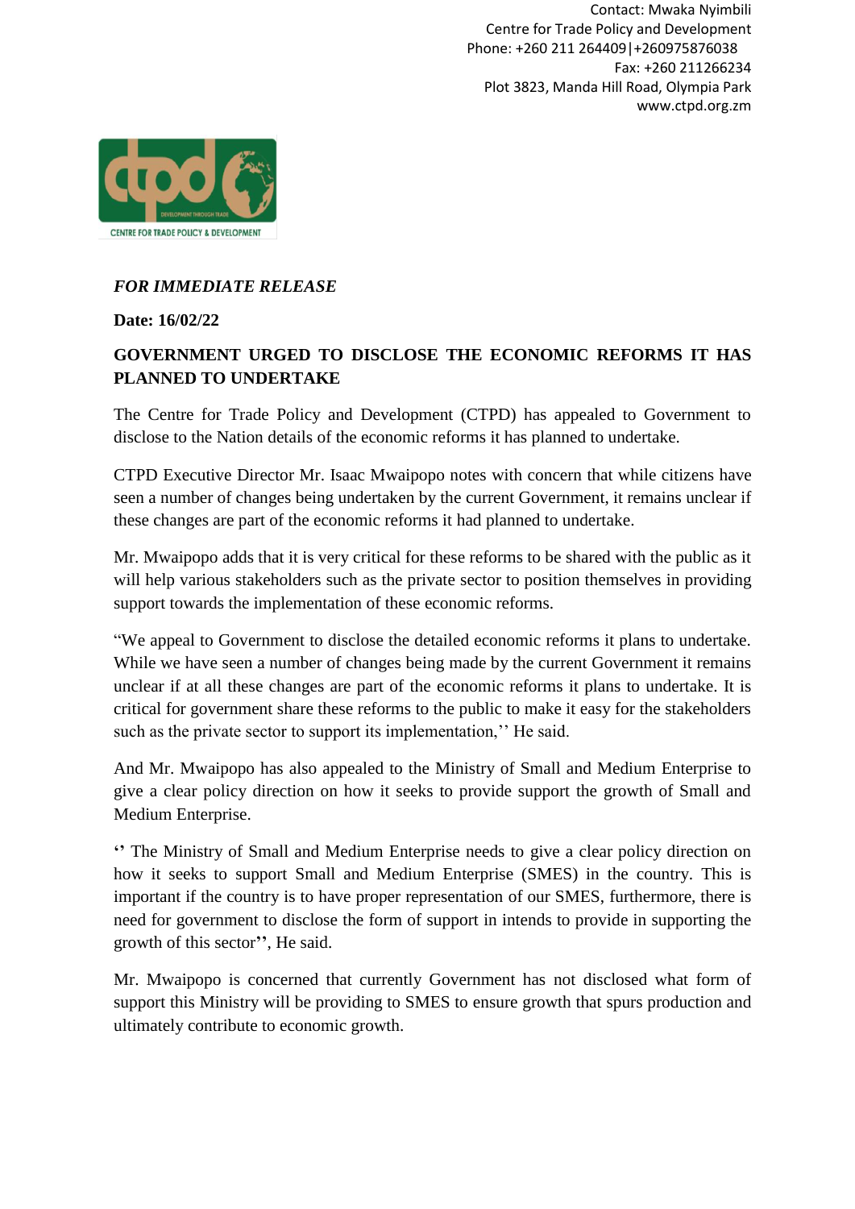Contact: Mwaka Nyimbili
Centre for Trade Policy and Development
Phone: +260 211 264409|+260975876038
Fax: +260 211266234
Plot 3823, Manda Hill Road, Olympia Park
www.ctpd.org.zm

***FOR IMMEDIATE RELEASE***

**Date: 16/02/22**

**GOVERNMENT URGED TO DISCLOSE THE ECONOMIC REFORMS IT HAS PLANNED TO UNDERTAKE**

The Centre for Trade Policy and Development (CTPD) has appealed to Government to disclose to the Nation details of the economic reforms it has planned to undertake.

CTPD Executive Director Mr. Isaac Mwaipopo notes with concern that while citizens have seen a number of changes being undertaken by the current Government, it remains unclear if these changes are part of the economic reforms it had planned to undertake.

Mr. Mwaipopo adds that it is very critical for these reforms to be shared with the public as it will help various stakeholders such as the private sector to position themselves in providing support towards the implementation of these economic reforms.

"We appeal to Government to disclose the detailed economic reforms it plans to undertake. While we have seen a number of changes being made by the current Government it remains unclear if at all these changes are part of the economic reforms it plans to undertake. It is critical for government share these reforms to the public to make it easy for the stakeholders such as the private sector to support its implementation,'' He said.

And Mr. Mwaipopo has also appealed to the Ministry of Small and Medium Enterprise to give a clear policy direction on how it seeks to provide support the growth of Small and Medium Enterprise.

**''** The Ministry of Small and Medium Enterprise needs to give a clear policy direction on how it seeks to support Small and Medium Enterprise (SMES) in the country. This is important if the country is to have proper representation of our SMES, furthermore, there is need for government to disclose the form of support in intends to provide in supporting the growth of this sector**''**, He said.

Mr. Mwaipopo is concerned that currently Government has not disclosed what form of support this Ministry will be providing to SMES to ensure growth that spurs production and ultimately contribute to economic growth.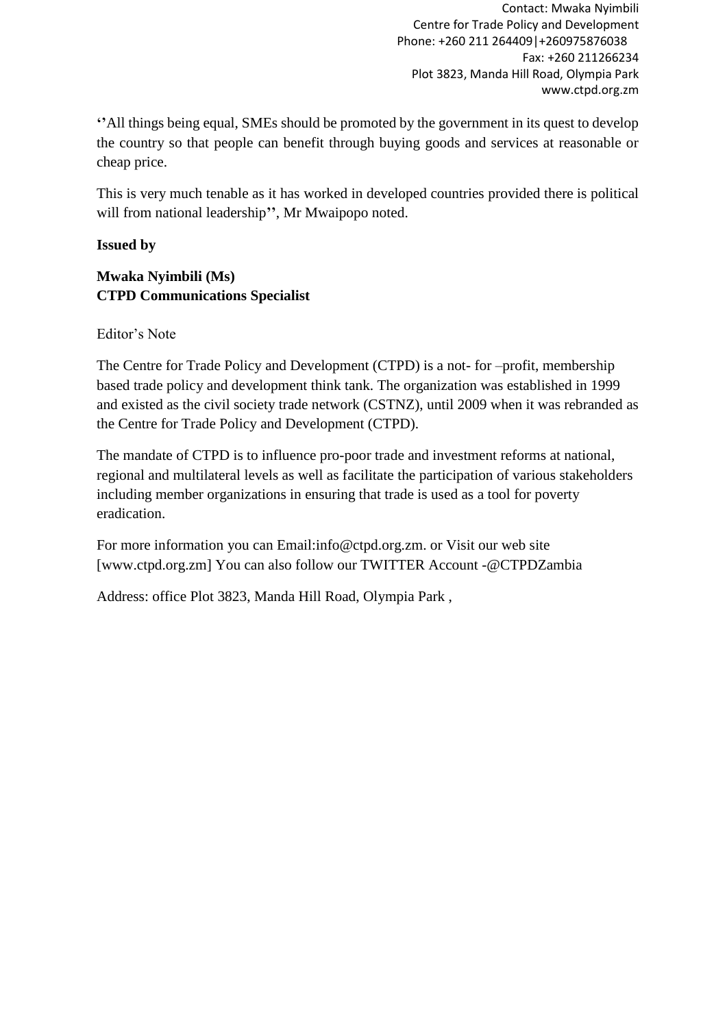Contact: Mwaka Nyimbili
Centre for Trade Policy and Development
Phone: +260 211 264409|+260975876038
Fax: +260 211266234
Plot 3823, Manda Hill Road, Olympia Park
www.ctpd.org.zm

''All things being equal, SMEs should be promoted by the government in its quest to develop the country so that people can benefit through buying goods and services at reasonable or cheap price.

This is very much tenable as it has worked in developed countries provided there is political will from national leadership'', Mr Mwaipopo noted.

**Issued by**

**Mwaka Nyimbili (Ms)**
**CTPD Communications Specialist**

Editor's Note

The Centre for Trade Policy and Development (CTPD) is a not- for –profit, membership based trade policy and development think tank. The organization was established in 1999 and existed as the civil society trade network (CSTNZ), until 2009 when it was rebranded as the Centre for Trade Policy and Development (CTPD).

The mandate of CTPD is to influence pro-poor trade and investment reforms at national, regional and multilateral levels as well as facilitate the participation of various stakeholders including member organizations in ensuring that trade is used as a tool for poverty eradication.

For more information you can Email:info@ctpd.org.zm. or Visit our web site [www.ctpd.org.zm] You can also follow our TWITTER Account -@CTPDZambia

Address: office Plot 3823, Manda Hill Road, Olympia Park ,